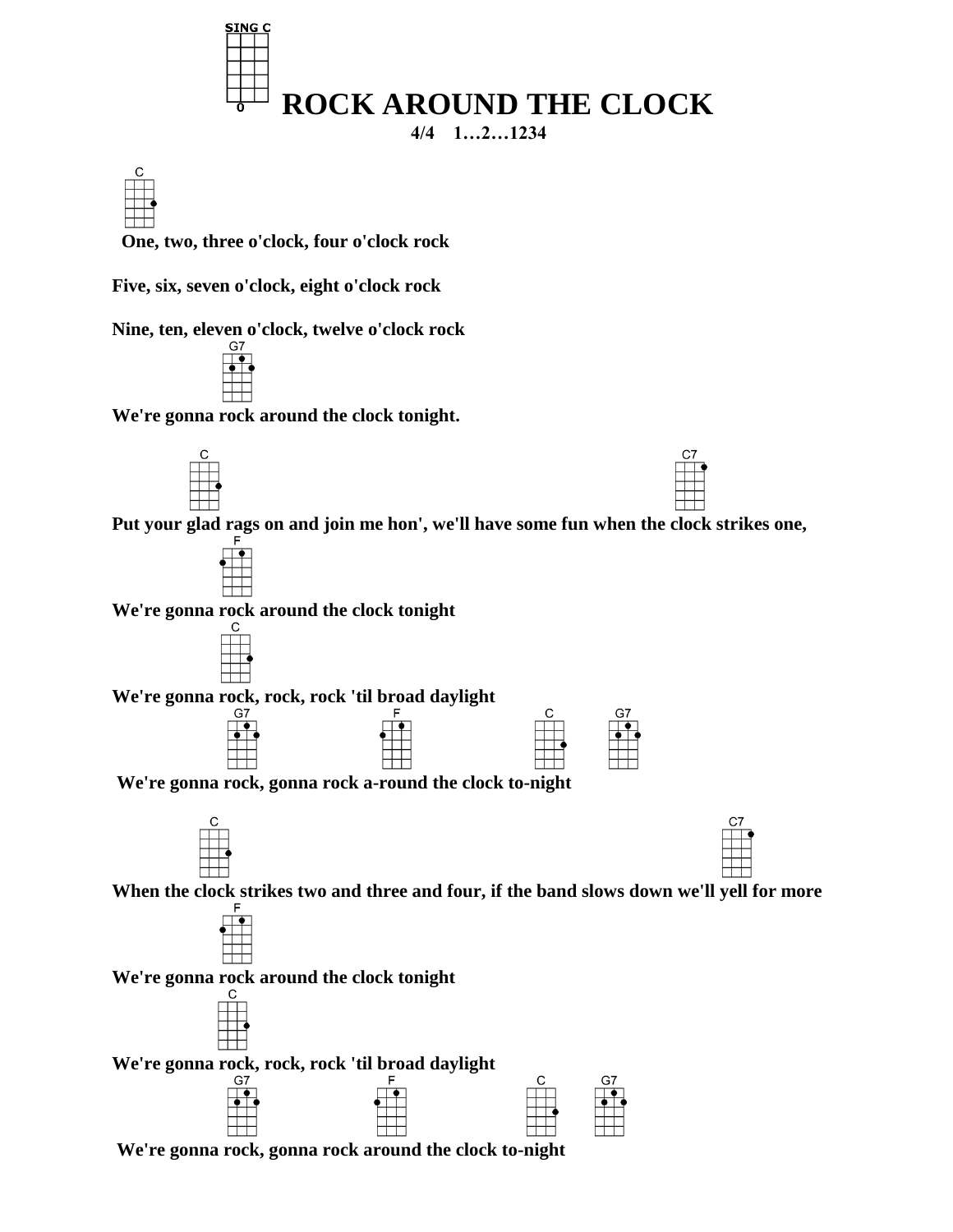SING C

# ROCK AROUND THE CLOCK

**4/4 1…2…1234**

C
**One, two, three o'clock, four o'clock rock**

**Five, six, seven o'clock, eight o'clock rock**

**Nine, ten, eleven o'clock, twelve o'clock rock**

G7
**We're gonna rock around the clock tonight.**

C C7
**Put your glad rags on and join me hon', we'll have some fun when the clock strikes one,**

F
**We're gonna rock around the clock tonight**

C
**We're gonna rock, rock, rock 'til broad daylight**

G7 F C G7
**We're gonna rock, gonna rock a-round the clock to-night**

C C7
**When the clock strikes two and three and four, if the band slows down we'll yell for more**

F
**We're gonna rock around the clock tonight**

C
**We're gonna rock, rock, rock 'til broad daylight**

G7 F C G7
**We're gonna rock, gonna rock around the clock to-night**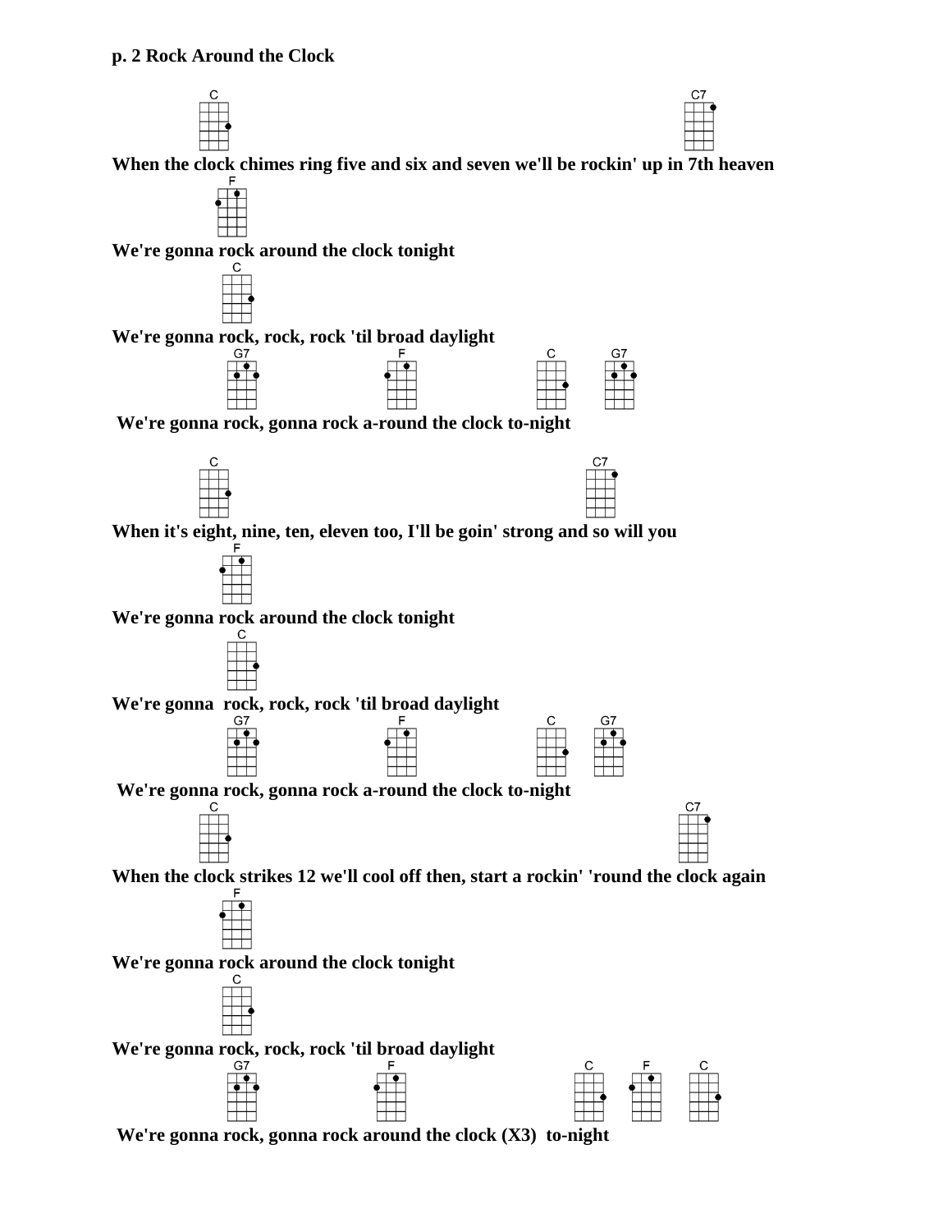**p. 2 Rock Around the Clock**

C C7
**When the clock chimes ring five and six and seven we'll be rockin' up in 7th heaven**

F
**We're gonna rock around the clock tonight**

C
**We're gonna rock, rock, rock 'til broad daylight**

G7 F C G7
**We're gonna rock, gonna rock a-round the clock to-night**

C C7
**When it's eight, nine, ten, eleven too, I'll be goin' strong and so will you**

F
**We're gonna rock around the clock tonight**

C
**We're gonna rock, rock, rock 'til broad daylight**

G7 F C G7
**We're gonna rock, gonna rock a-round the clock to-night**

C C7
**When the clock strikes 12 we'll cool off then, start a rockin' 'round the clock again**

F
**We're gonna rock around the clock tonight**

C
**We're gonna rock, rock, rock 'til broad daylight**

G7 F C F C
**We're gonna rock, gonna rock around the clock (X3) to-night**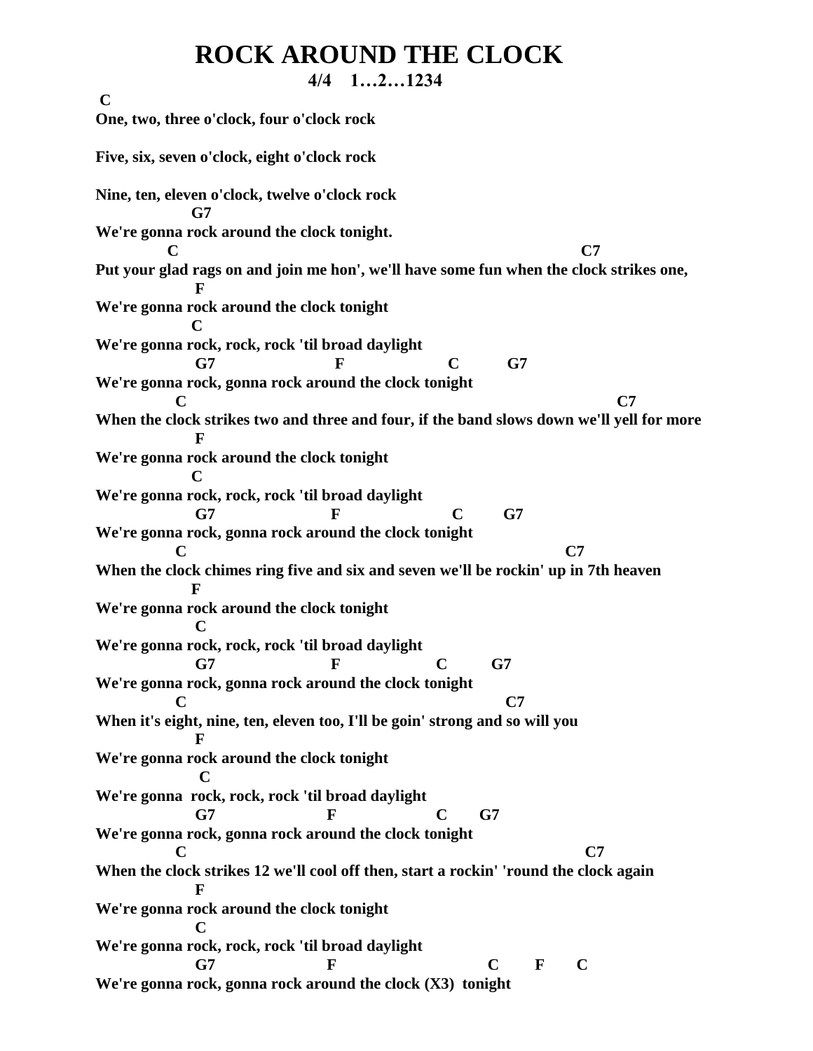# ROCK AROUND THE CLOCK

**4/4 1…2…1234**

```
 C
One, two, three o'clock, four o'clock rock

Five, six, seven o'clock, eight o'clock rock

Nine, ten, eleven o'clock, twelve o'clock rock
               G7
We're gonna rock around the clock tonight.
           C                                                                C7
Put your glad rags on and join me hon', we'll have some fun when the clock strikes one,
                F
We're gonna rock around the clock tonight
               C
We're gonna rock, rock, rock 'til broad daylight
                G7                     F                   C          G7
We're gonna rock, gonna rock around the clock tonight
            C                                                                       C7
When the clock strikes two and three and four, if the band slows down we'll yell for more
                F
We're gonna rock around the clock tonight
               C
We're gonna rock, rock, rock 'til broad daylight
                G7                    F                    C         G7
We're gonna rock, gonna rock around the clock tonight
             C                                                         C7
When the clock chimes ring five and six and seven we'll be rockin' up in 7th heaven
               F
We're gonna rock around the clock tonight
               C
We're gonna rock, rock, rock 'til broad daylight
                G7                    F                 C         G7
We're gonna rock, gonna rock around the clock tonight
            C                                                    C7
When it's eight, nine, ten, eleven too, I'll be goin' strong and so will you
                F
We're gonna rock around the clock tonight
                C
We're gonna  rock, rock, rock 'til broad daylight
                G7                   F                  C       G7
We're gonna rock, gonna rock around the clock tonight
            C                                                               C7
When the clock strikes 12 we'll cool off then, start a rockin' 'round the clock again
                F
We're gonna rock around the clock tonight
               C
We're gonna rock, rock, rock 'til broad daylight
                G7                   F                          C        F       C
We're gonna rock, gonna rock around the clock (X3)  tonight
```